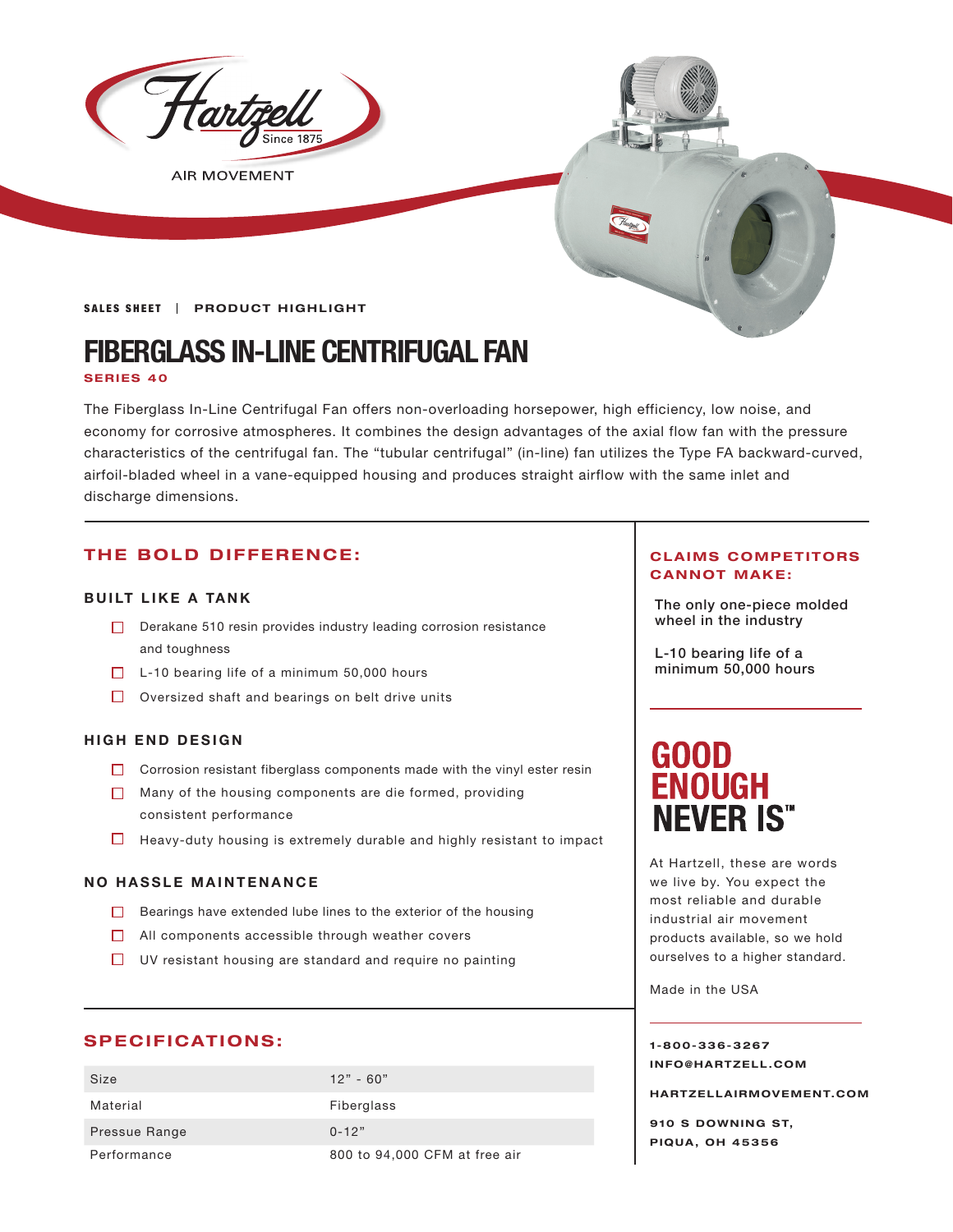Hartzell Since 1875

AIR MOVEMENT

SALES SHEET | PRODUCT HIGHLIGHT

# FIBERGLASS IN-LINE CENTRIFUGAL FAN

**SERIES 40**

The Fiberglass In-Line Centrifugal Fan offers non-overloading horsepower, high efficiency, low noise, and economy for corrosive atmospheres. It combines the design advantages of the axial flow fan with the pressure characteristics of the centrifugal fan. The "tubular centrifugal" (in-line) fan utilizes the Type FA backward-curved, airfoil-bladed wheel in a vane-equipped housing and produces straight airflow with the same inlet and discharge dimensions.

## THE BOLD DIFFERENCE:

### BUILT LIKE A TANK

- Derakane 510 resin provides industry leading corrosion resistance and toughness
- L-10 bearing life of a minimum 50,000 hours
- Oversized shaft and bearings on belt drive units

### HIGH END DESIGN

- Corrosion resistant fiberglass components made with the vinyl ester resin
- Many of the housing components are die formed, providing consistent performance
- Heavy-duty housing is extremely durable and highly resistant to impact

### NO HASSLE MAINTENANCE

- Bearings have extended lube lines to the exterior of the housing
- All components accessible through weather covers
- UV resistant housing are standard and require no painting

## SPECIFICATIONS:

| | |
|---|---|
| Size | 12" - 60" |
| Material | Fiberglass |
| Pressue Range | 0-12" |
| Performance | 800 to 94,000 CFM at free air |

## CLAIMS COMPETITORS CANNOT MAKE:

The only one-piece molded wheel in the industry

L-10 bearing life of a minimum 50,000 hours

## GOOD ENOUGH NEVER IS™

At Hartzell, these are words we live by. You expect the most reliable and durable industrial air movement products available, so we hold ourselves to a higher standard.

Made in the USA

1-800-336-3267
INFO@HARTZELL.COM

HARTZELLAIRMOVEMENT.COM

910 S DOWNING ST,
PIQUA, OH 45356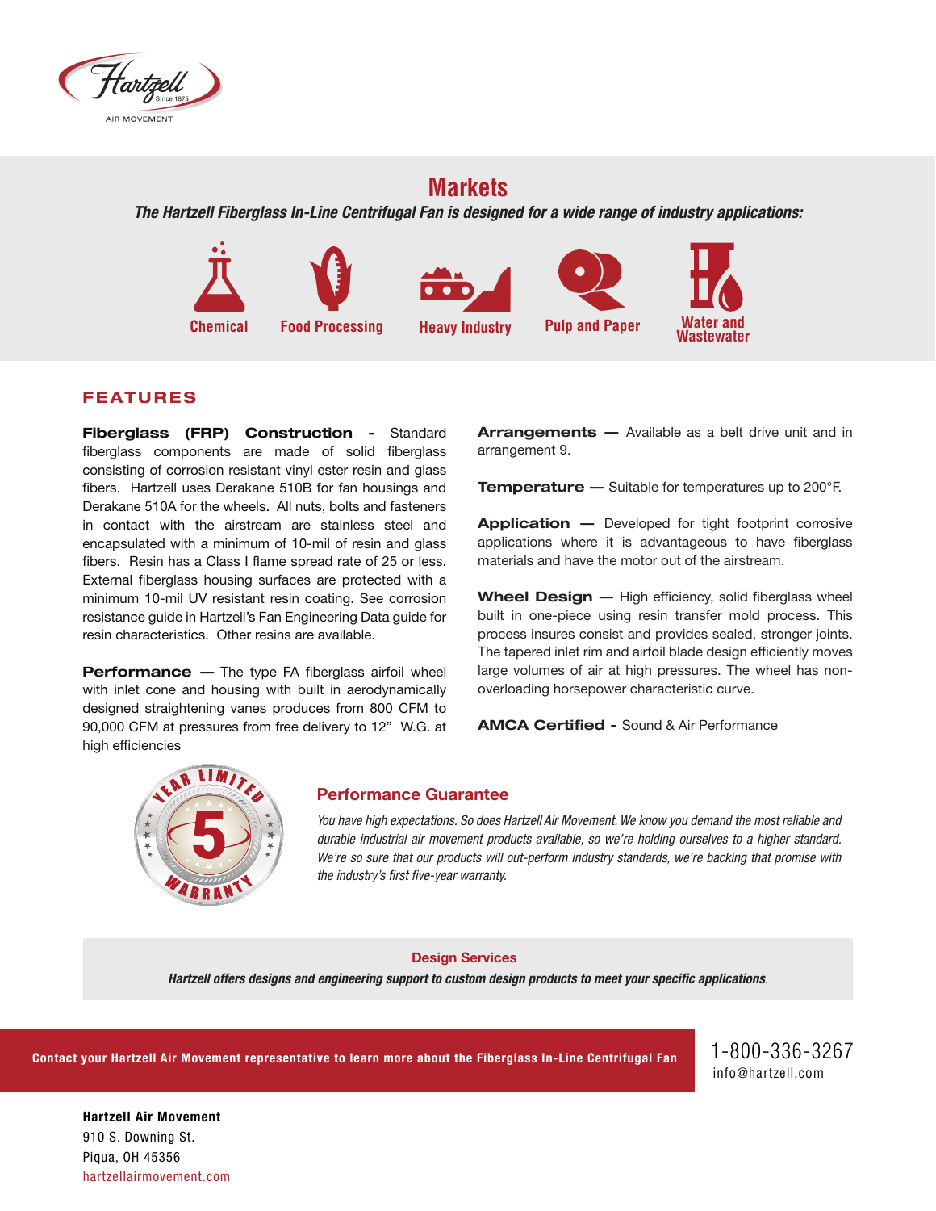## Markets

***The Hartzell Fiberglass In-Line Centrifugal Fan is designed for a wide range of industry applications:***

Chemical

Food Processing

Heavy Industry

Pulp and Paper

Water and Wastewater

## FEATURES

**Fiberglass (FRP) Construction -** Standard fiberglass components are made of solid fiberglass consisting of corrosion resistant vinyl ester resin and glass fibers. Hartzell uses Derakane 510B for fan housings and Derakane 510A for the wheels. All nuts, bolts and fasteners in contact with the airstream are stainless steel and encapsulated with a minimum of 10-mil of resin and glass fibers. Resin has a Class I flame spread rate of 25 or less. External fiberglass housing surfaces are protected with a minimum 10-mil UV resistant resin coating. See corrosion resistance guide in Hartzell's Fan Engineering Data guide for resin characteristics. Other resins are available.

**Performance —** The type FA fiberglass airfoil wheel with inlet cone and housing with built in aerodynamically designed straightening vanes produces from 800 CFM to 90,000 CFM at pressures from free delivery to 12" W.G. at high efficiencies

**Arrangements —** Available as a belt drive unit and in arrangement 9.

**Temperature —** Suitable for temperatures up to 200°F.

**Application —** Developed for tight footprint corrosive applications where it is advantageous to have fiberglass materials and have the motor out of the airstream.

**Wheel Design —** High efficiency, solid fiberglass wheel built in one-piece using resin transfer mold process. This process insures consist and provides sealed, stronger joints. The tapered inlet rim and airfoil blade design efficiently moves large volumes of air at high pressures. The wheel has non-overloading horsepower characteristic curve.

**AMCA Certified -** Sound & Air Performance

5 YEAR LIMITED WARRANTY

### Performance Guarantee

*You have high expectations. So does Hartzell Air Movement. We know you demand the most reliable and durable industrial air movement products available, so we're holding ourselves to a higher standard. We're so sure that our products will out-perform industry standards, we're backing that promise with the industry's first five-year warranty.*

### Design Services

***Hartzell offers designs and engineering support to custom design products to meet your specific applications.***

**Contact your Hartzell Air Movement representative to learn more about the Fiberglass In-Line Centrifugal Fan**

1-800-336-3267
info@hartzell.com

**Hartzell Air Movement**
910 S. Downing St.
Piqua, OH 45356
hartzellairmovement.com